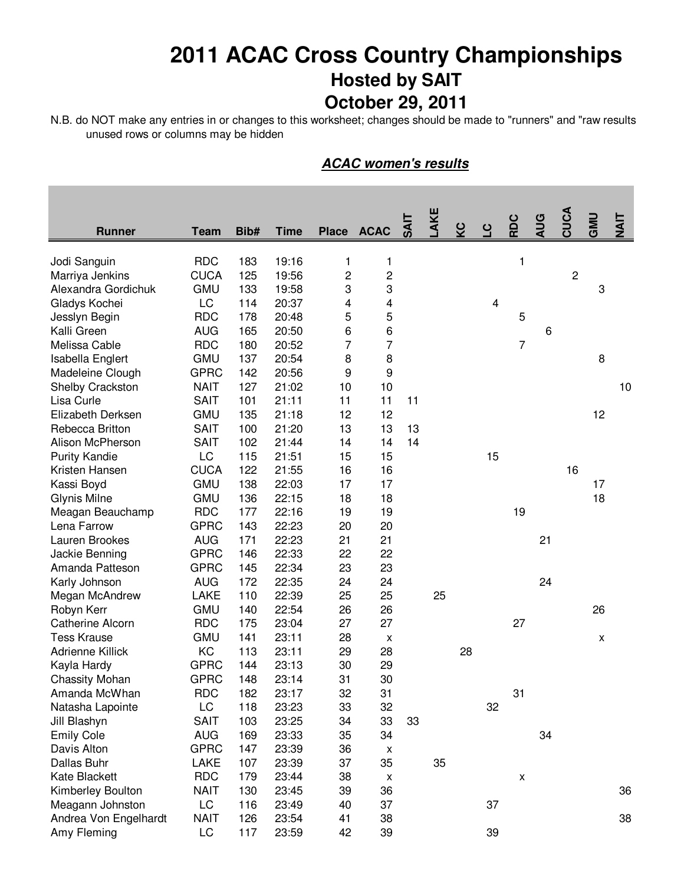# 2011 ACAC Cross Country Championships

## Hosted by SAIT

## October 29, 2011

N.B. do NOT make any entries in or changes to this worksheet; changes should be made to "runners" and "raw results
unused rows or columns may be hidden

### ***ACAC women's results***

| Runner | Team | Bib# | Time | Place | ACAC | SAIT | LAKE | KC | LC | RDC | AUG | CUCA | GMU | NAIT |
|---|---|---|---|---|---|---|---|---|---|---|---|---|---|---|
| Jodi Sanguin | RDC | 183 | 19:16 | 1 | 1 | | | | | 1 | | | | |
| Marriya Jenkins | CUCA | 125 | 19:56 | 2 | 2 | | | | | | | 2 | | |
| Alexandra Gordichuk | GMU | 133 | 19:58 | 3 | 3 | | | | | | | | 3 | |
| Gladys Kochei | LC | 114 | 20:37 | 4 | 4 | | | | 4 | | | | | |
| Jesslyn Begin | RDC | 178 | 20:48 | 5 | 5 | | | | | 5 | | | | |
| Kalli Green | AUG | 165 | 20:50 | 6 | 6 | | | | | | 6 | | | |
| Melissa Cable | RDC | 180 | 20:52 | 7 | 7 | | | | | 7 | | | | |
| Isabella Englert | GMU | 137 | 20:54 | 8 | 8 | | | | | | | | 8 | |
| Madeleine Clough | GPRC | 142 | 20:56 | 9 | 9 | | | | | | | | | |
| Shelby Crackston | NAIT | 127 | 21:02 | 10 | 10 | | | | | | | | | 10 |
| Lisa Curle | SAIT | 101 | 21:11 | 11 | 11 | 11 | | | | | | | | |
| Elizabeth Derksen | GMU | 135 | 21:18 | 12 | 12 | | | | | | | | 12 | |
| Rebecca Britton | SAIT | 100 | 21:20 | 13 | 13 | 13 | | | | | | | | |
| Alison McPherson | SAIT | 102 | 21:44 | 14 | 14 | 14 | | | | | | | | |
| Purity Kandie | LC | 115 | 21:51 | 15 | 15 | | | | 15 | | | | | |
| Kristen Hansen | CUCA | 122 | 21:55 | 16 | 16 | | | | | | | 16 | | |
| Kassi Boyd | GMU | 138 | 22:03 | 17 | 17 | | | | | | | | 17 | |
| Glynis Milne | GMU | 136 | 22:15 | 18 | 18 | | | | | | | | 18 | |
| Meagan Beauchamp | RDC | 177 | 22:16 | 19 | 19 | | | | | 19 | | | | |
| Lena Farrow | GPRC | 143 | 22:23 | 20 | 20 | | | | | | | | | |
| Lauren Brookes | AUG | 171 | 22:23 | 21 | 21 | | | | | | 21 | | | |
| Jackie Benning | GPRC | 146 | 22:33 | 22 | 22 | | | | | | | | | |
| Amanda Patteson | GPRC | 145 | 22:34 | 23 | 23 | | | | | | | | | |
| Karly Johnson | AUG | 172 | 22:35 | 24 | 24 | | | | | | 24 | | | |
| Megan McAndrew | LAKE | 110 | 22:39 | 25 | 25 | | 25 | | | | | | | |
| Robyn Kerr | GMU | 140 | 22:54 | 26 | 26 | | | | | | | | 26 | |
| Catherine Alcorn | RDC | 175 | 23:04 | 27 | 27 | | | | | 27 | | | | |
| Tess Krause | GMU | 141 | 23:11 | 28 | x | | | | | | | | x | |
| Adrienne Killick | KC | 113 | 23:11 | 29 | 28 | | | 28 | | | | | | |
| Kayla Hardy | GPRC | 144 | 23:13 | 30 | 29 | | | | | | | | | |
| Chassity Mohan | GPRC | 148 | 23:14 | 31 | 30 | | | | | | | | | |
| Amanda McWhan | RDC | 182 | 23:17 | 32 | 31 | | | | | 31 | | | | |
| Natasha Lapointe | LC | 118 | 23:23 | 33 | 32 | | | | 32 | | | | | |
| Jill Blashyn | SAIT | 103 | 23:25 | 34 | 33 | 33 | | | | | | | | |
| Emily Cole | AUG | 169 | 23:33 | 35 | 34 | | | | | | 34 | | | |
| Davis Alton | GPRC | 147 | 23:39 | 36 | x | | | | | | | | | |
| Dallas Buhr | LAKE | 107 | 23:39 | 37 | 35 | | 35 | | | | | | | |
| Kate Blackett | RDC | 179 | 23:44 | 38 | x | | | | | x | | | | |
| Kimberley Boulton | NAIT | 130 | 23:45 | 39 | 36 | | | | | | | | | 36 |
| Meagann Johnston | LC | 116 | 23:49 | 40 | 37 | | | | 37 | | | | | |
| Andrea Von Engelhardt | NAIT | 126 | 23:54 | 41 | 38 | | | | | | | | | 38 |
| Amy Fleming | LC | 117 | 23:59 | 42 | 39 | | | | 39 | | | | | |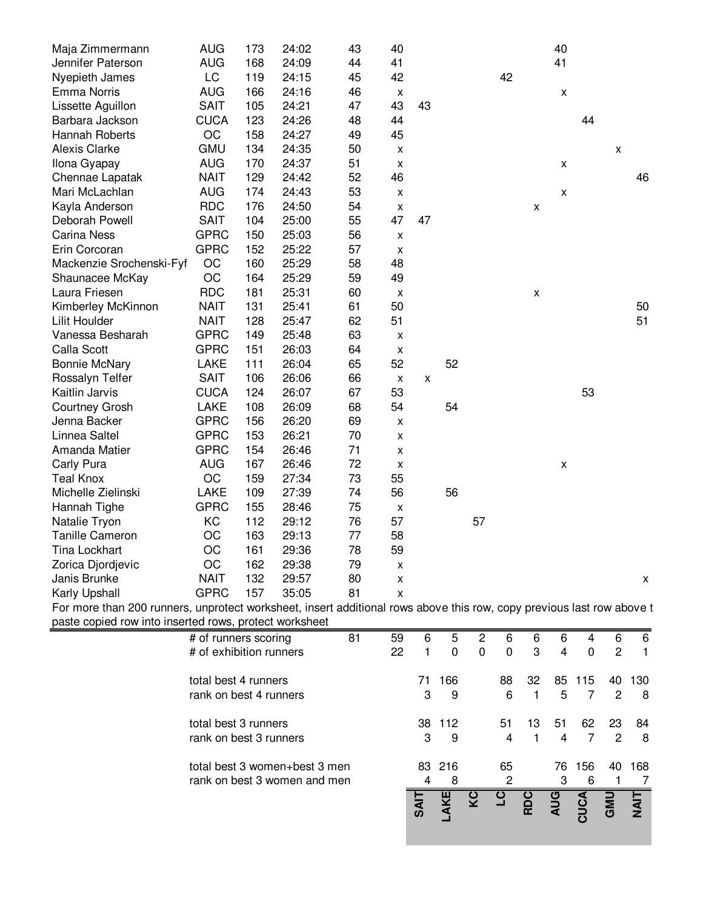| Name | Team | Bib | Time | Place | Score | SAIT | LAKE | KC | LC | RDC | AUG | CUCA | GMU | NAIT |
|---|---|---|---|---|---|---|---|---|---|---|---|---|---|---|
| Maja Zimmermann | AUG | 173 | 24:02 | 43 | 40 | | | | | | 40 | | | |
| Jennifer Paterson | AUG | 168 | 24:09 | 44 | 41 | | | | | | 41 | | | |
| Nyepieth James | LC | 119 | 24:15 | 45 | 42 | | | | 42 | | | | | |
| Emma Norris | AUG | 166 | 24:16 | 46 | x | | | | | | x | | | |
| Lissette Aguillon | SAIT | 105 | 24:21 | 47 | 43 | 43 | | | | | | | | |
| Barbara Jackson | CUCA | 123 | 24:26 | 48 | 44 | | | | | | | 44 | | |
| Hannah Roberts | OC | 158 | 24:27 | 49 | 45 | | | | | | | | | |
| Alexis Clarke | GMU | 134 | 24:35 | 50 | x | | | | | | | | x | |
| Ilona Gyapay | AUG | 170 | 24:37 | 51 | x | | | | | | x | | | |
| Chennae Lapatak | NAIT | 129 | 24:42 | 52 | 46 | | | | | | | | | 46 |
| Mari McLachlan | AUG | 174 | 24:43 | 53 | x | | | | | | x | | | |
| Kayla Anderson | RDC | 176 | 24:50 | 54 | x | | | | | x | | | | |
| Deborah Powell | SAIT | 104 | 25:00 | 55 | 47 | 47 | | | | | | | | |
| Carina Ness | GPRC | 150 | 25:03 | 56 | x | | | | | | | | | |
| Erin Corcoran | GPRC | 152 | 25:22 | 57 | x | | | | | | | | | |
| Mackenzie Srochenski-Fyf | OC | 160 | 25:29 | 58 | 48 | | | | | | | | | |
| Shaunacee McKay | OC | 164 | 25:29 | 59 | 49 | | | | | | | | | |
| Laura Friesen | RDC | 181 | 25:31 | 60 | x | | | | | x | | | | |
| Kimberley McKinnon | NAIT | 131 | 25:41 | 61 | 50 | | | | | | | | | 50 |
| Lilit Houlder | NAIT | 128 | 25:47 | 62 | 51 | | | | | | | | | 51 |
| Vanessa Besharah | GPRC | 149 | 25:48 | 63 | x | | | | | | | | | |
| Calla Scott | GPRC | 151 | 26:03 | 64 | x | | | | | | | | | |
| Bonnie McNary | LAKE | 111 | 26:04 | 65 | 52 | | 52 | | | | | | | |
| Rossalyn Telfer | SAIT | 106 | 26:06 | 66 | x | x | | | | | | | | |
| Kaitlin Jarvis | CUCA | 124 | 26:07 | 67 | 53 | | | | | | | 53 | | |
| Courtney Grosh | LAKE | 108 | 26:09 | 68 | 54 | | 54 | | | | | | | |
| Jenna Backer | GPRC | 156 | 26:20 | 69 | x | | | | | | | | | |
| Linnea Saltel | GPRC | 153 | 26:21 | 70 | x | | | | | | | | | |
| Amanda Matier | GPRC | 154 | 26:46 | 71 | x | | | | | | | | | |
| Carly Pura | AUG | 167 | 26:46 | 72 | x | | | | | | x | | | |
| Teal Knox | OC | 159 | 27:34 | 73 | 55 | | | | | | | | | |
| Michelle Zielinski | LAKE | 109 | 27:39 | 74 | 56 | | 56 | | | | | | | |
| Hannah Tighe | GPRC | 155 | 28:46 | 75 | x | | | | | | | | | |
| Natalie Tryon | KC | 112 | 29:12 | 76 | 57 | | | 57 | | | | | | |
| Tanille Cameron | OC | 163 | 29:13 | 77 | 58 | | | | | | | | | |
| Tina Lockhart | OC | 161 | 29:36 | 78 | 59 | | | | | | | | | |
| Zorica Djordjevic | OC | 162 | 29:38 | 79 | x | | | | | | | | | |
| Janis Brunke | NAIT | 132 | 29:57 | 80 | x | | | | | | | | | x |
| Karly Upshall | GPRC | 157 | 35:05 | 81 | x | | | | | | | | | |

For more than 200 runners, unprotect worksheet, insert additional rows above this row, copy previous last row above t
paste copied row into inserted rows, protect worksheet

| | | | SAIT | LAKE | KC | LC | RDC | AUG | CUCA | GMU | NAIT |
|---|---|---|---|---|---|---|---|---|---|---|---|
| # of runners scoring | 81 | 59 | 6 | 5 | 2 | 6 | 6 | 6 | 4 | 6 | 6 |
| # of exhibition runners | | 22 | 1 | 0 | 0 | 0 | 3 | 4 | 0 | 2 | 1 |
| total best 4 runners | | | 71 | 166 | | 88 | 32 | 85 | 115 | 40 | 130 |
| rank on best 4 runners | | | 3 | 9 | | 6 | 1 | 5 | 7 | 2 | 8 |
| total best 3 runners | | | 38 | 112 | | 51 | 13 | 51 | 62 | 23 | 84 |
| rank on best 3 runners | | | 3 | 9 | | 4 | 1 | 4 | 7 | 2 | 8 |
| total best 3 women+best 3 men | | | 83 | 216 | | 65 | | 76 | 156 | 40 | 168 |
| rank on best 3 women and men | | | 4 | 8 | | 2 | | 3 | 6 | 1 | 7 |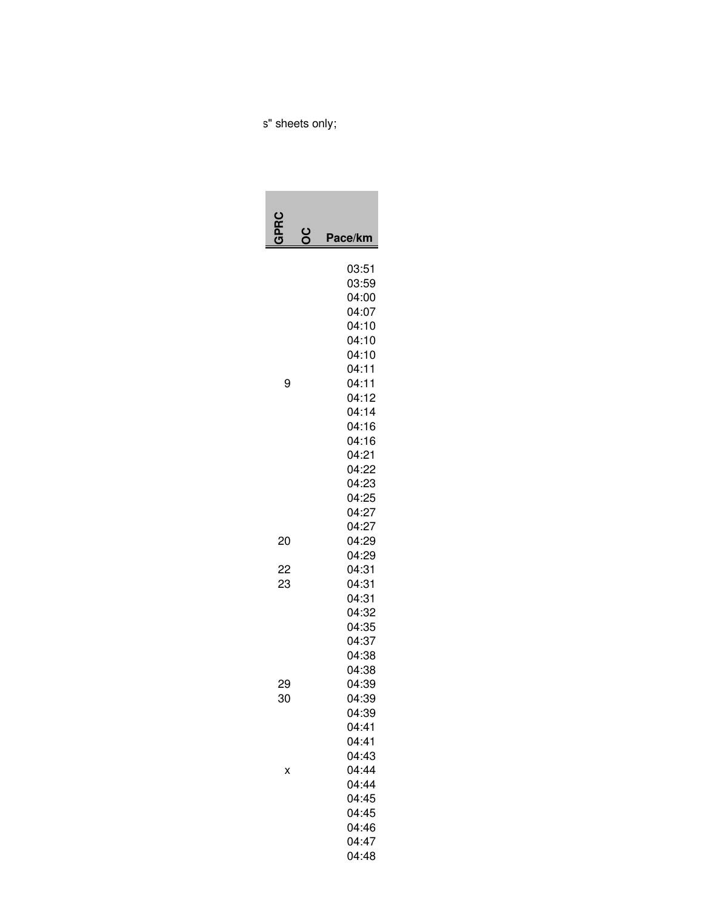s" sheets only;

| GPRC | OC | Pace/km |
|---|---|---|
| | | 03:51 |
| | | 03:59 |
| | | 04:00 |
| | | 04:07 |
| | | 04:10 |
| | | 04:10 |
| | | 04:10 |
| | | 04:11 |
| 9 | | 04:11 |
| | | 04:12 |
| | | 04:14 |
| | | 04:16 |
| | | 04:16 |
| | | 04:21 |
| | | 04:22 |
| | | 04:23 |
| | | 04:25 |
| | | 04:27 |
| | | 04:27 |
| 20 | | 04:29 |
| | | 04:29 |
| 22 | | 04:31 |
| 23 | | 04:31 |
| | | 04:31 |
| | | 04:32 |
| | | 04:35 |
| | | 04:37 |
| | | 04:38 |
| | | 04:38 |
| 29 | | 04:39 |
| 30 | | 04:39 |
| | | 04:39 |
| | | 04:41 |
| | | 04:41 |
| | | 04:43 |
| x | | 04:44 |
| | | 04:44 |
| | | 04:45 |
| | | 04:45 |
| | | 04:46 |
| | | 04:47 |
| | | 04:48 |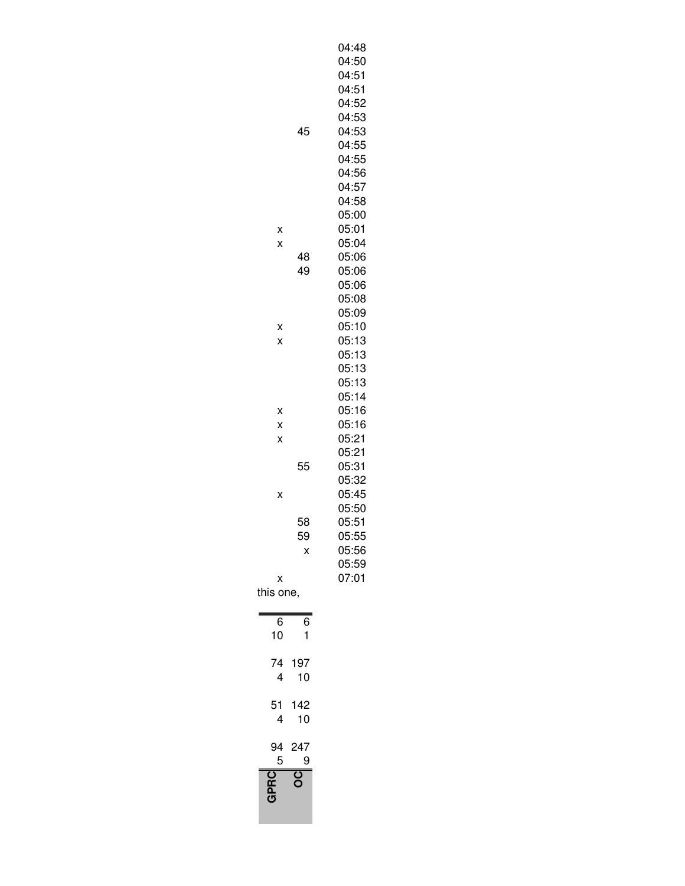| | | |
|---|---|---|
| | | 04:48 |
| | | 04:50 |
| | | 04:51 |
| | | 04:51 |
| | | 04:52 |
| | | 04:53 |
| | 45 | 04:53 |
| | | 04:55 |
| | | 04:55 |
| | | 04:56 |
| | | 04:57 |
| | | 04:58 |
| | | 05:00 |
| x | | 05:01 |
| x | | 05:04 |
| | 48 | 05:06 |
| | 49 | 05:06 |
| | | 05:06 |
| | | 05:08 |
| | | 05:09 |
| x | | 05:10 |
| x | | 05:13 |
| | | 05:13 |
| | | 05:13 |
| | | 05:13 |
| | | 05:14 |
| x | | 05:16 |
| x | | 05:16 |
| x | | 05:21 |
| | | 05:21 |
| | 55 | 05:31 |
| | | 05:32 |
| x | | 05:45 |
| | | 05:50 |
| | 58 | 05:51 |
| | 59 | 05:55 |
| | x | 05:56 |
| | | 05:59 |
| x | | 07:01 |

this one,

| GPRC | OC |
|---|---|
| 6 | 6 |
| 10 | 1 |
| | |
| 74 | 197 |
| 4 | 10 |
| | |
| 51 | 142 |
| 4 | 10 |
| | |
| 94 | 247 |
| 5 | 9 |